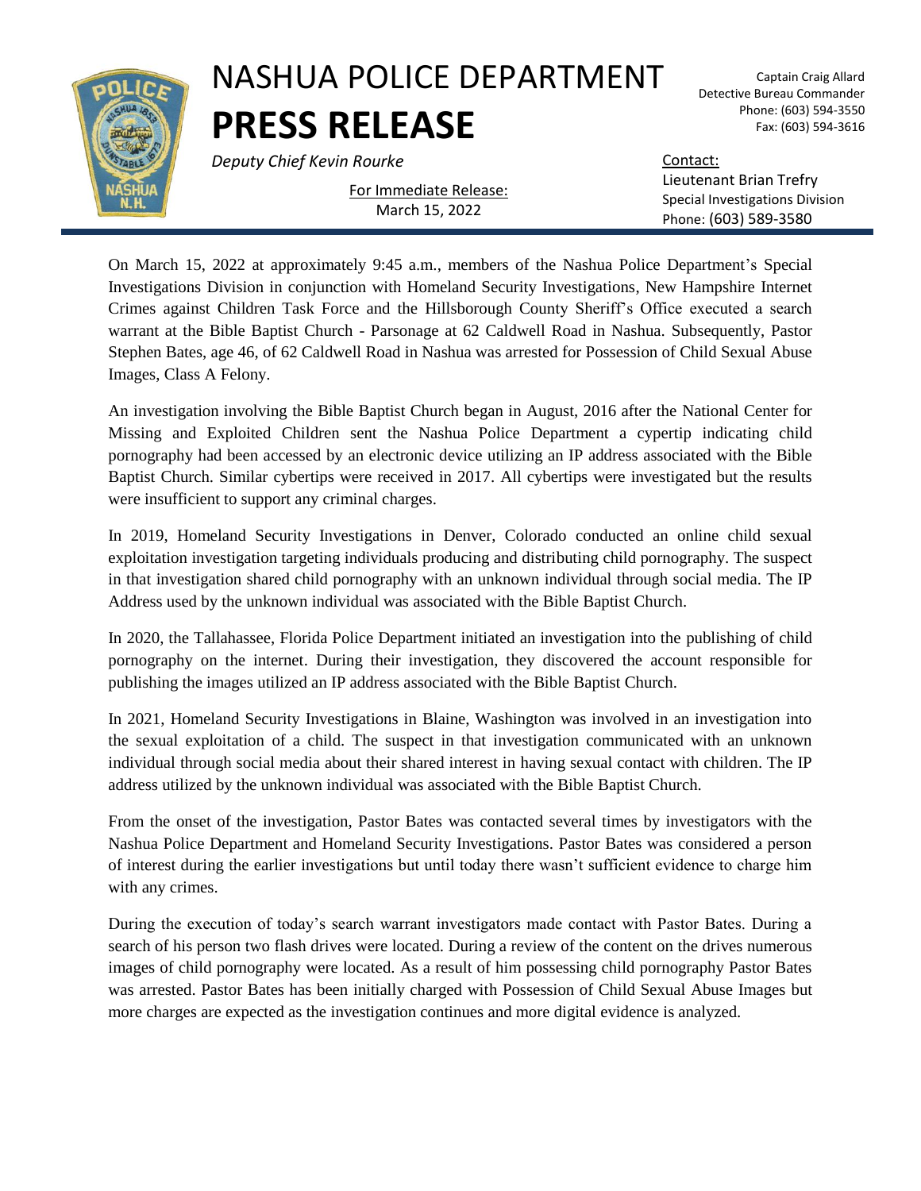# NASHUA POLICE DEPARTMENT

# PRESS RELEASE

*Deputy Chief Kevin Rourke*

Captain Craig Allard
Detective Bureau Commander
Phone: (603) 594-3550
Fax: (603) 594-3616

For Immediate Release:
March 15, 2022

Contact:
Lieutenant Brian Trefry
Special Investigations Division
Phone: (603) 589-3580

On March 15, 2022 at approximately 9:45 a.m., members of the Nashua Police Department's Special Investigations Division in conjunction with Homeland Security Investigations, New Hampshire Internet Crimes against Children Task Force and the Hillsborough County Sheriff's Office executed a search warrant at the Bible Baptist Church - Parsonage at 62 Caldwell Road in Nashua. Subsequently, Pastor Stephen Bates, age 46, of 62 Caldwell Road in Nashua was arrested for Possession of Child Sexual Abuse Images, Class A Felony.

An investigation involving the Bible Baptist Church began in August, 2016 after the National Center for Missing and Exploited Children sent the Nashua Police Department a cypertip indicating child pornography had been accessed by an electronic device utilizing an IP address associated with the Bible Baptist Church. Similar cybertips were received in 2017. All cybertips were investigated but the results were insufficient to support any criminal charges.

In 2019, Homeland Security Investigations in Denver, Colorado conducted an online child sexual exploitation investigation targeting individuals producing and distributing child pornography. The suspect in that investigation shared child pornography with an unknown individual through social media. The IP Address used by the unknown individual was associated with the Bible Baptist Church.

In 2020, the Tallahassee, Florida Police Department initiated an investigation into the publishing of child pornography on the internet. During their investigation, they discovered the account responsible for publishing the images utilized an IP address associated with the Bible Baptist Church.

In 2021, Homeland Security Investigations in Blaine, Washington was involved in an investigation into the sexual exploitation of a child. The suspect in that investigation communicated with an unknown individual through social media about their shared interest in having sexual contact with children. The IP address utilized by the unknown individual was associated with the Bible Baptist Church.

From the onset of the investigation, Pastor Bates was contacted several times by investigators with the Nashua Police Department and Homeland Security Investigations. Pastor Bates was considered a person of interest during the earlier investigations but until today there wasn't sufficient evidence to charge him with any crimes.

During the execution of today's search warrant investigators made contact with Pastor Bates. During a search of his person two flash drives were located. During a review of the content on the drives numerous images of child pornography were located. As a result of him possessing child pornography Pastor Bates was arrested. Pastor Bates has been initially charged with Possession of Child Sexual Abuse Images but more charges are expected as the investigation continues and more digital evidence is analyzed.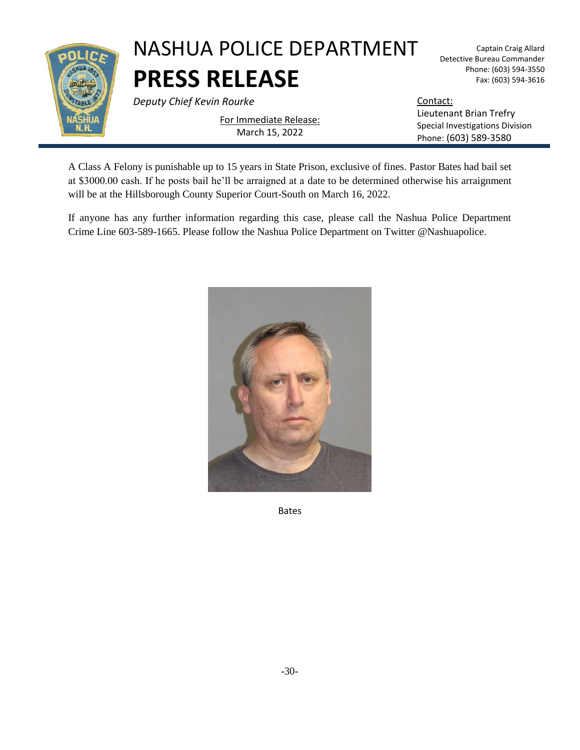# NASHUA POLICE DEPARTMENT

# PRESS RELEASE

*Deputy Chief Kevin Rourke*

Captain Craig Allard
Detective Bureau Commander
Phone: (603) 594-3550
Fax: (603) 594-3616

For Immediate Release:
March 15, 2022

Contact:
Lieutenant Brian Trefry
Special Investigations Division
Phone: (603) 589-3580

A Class A Felony is punishable up to 15 years in State Prison, exclusive of fines. Pastor Bates had bail set at $3000.00 cash. If he posts bail he'll be arraigned at a date to be determined otherwise his arraignment will be at the Hillsborough County Superior Court-South on March 16, 2022.

If anyone has any further information regarding this case, please call the Nashua Police Department Crime Line 603-589-1665. Please follow the Nashua Police Department on Twitter @Nashuapolice.

Bates